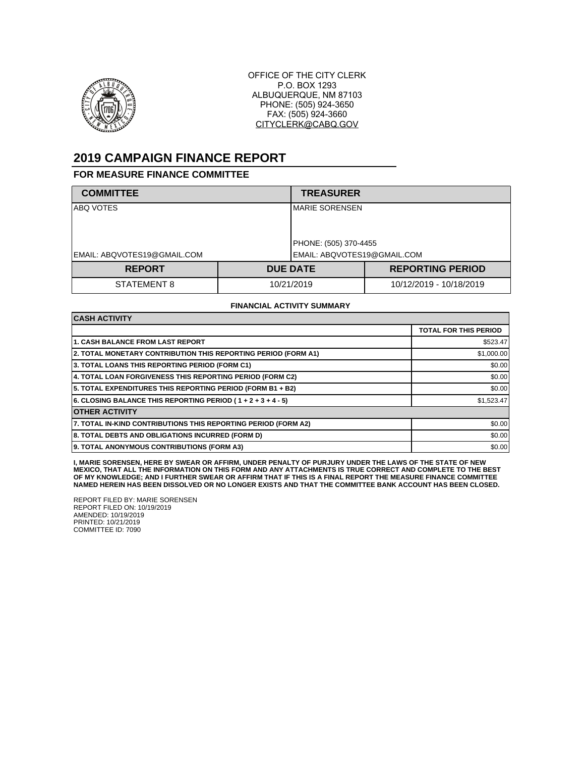OFFICE OF THE CITY CLERK
P.O. BOX 1293
ALBUQUERQUE, NM 87103
PHONE: (505) 924-3650
FAX: (505) 924-3660
CITYCLERK@CABQ.GOV

# 2019 CAMPAIGN FINANCE REPORT

## FOR MEASURE FINANCE COMMITTEE

| COMMITTEE | TREASURER |
|---|---|
| ABQ VOTES | MARIE SORENSEN<br>PHONE: (505) 370-4455 |
| EMAIL: ABQVOTES19@GMAIL.COM | EMAIL: ABQVOTES19@GMAIL.COM |

| REPORT | DUE DATE | REPORTING PERIOD |
|---|---|---|
| STATEMENT 8 | 10/21/2019 | 10/12/2019 - 10/18/2019 |

**FINANCIAL ACTIVITY SUMMARY**

| CASH ACTIVITY | |
|---|---|
| | TOTAL FOR THIS PERIOD |
| 1. CASH BALANCE FROM LAST REPORT | $523.47 |
| 2. TOTAL MONETARY CONTRIBUTION THIS REPORTING PERIOD (FORM A1) | $1,000.00 |
| 3. TOTAL LOANS THIS REPORTING PERIOD (FORM C1) | $0.00 |
| 4. TOTAL LOAN FORGIVENESS THIS REPORTING PERIOD (FORM C2) | $0.00 |
| 5. TOTAL EXPENDITURES THIS REPORTING PERIOD (FORM B1 + B2) | $0.00 |
| 6. CLOSING BALANCE THIS REPORTING PERIOD ( 1 + 2 + 3 + 4 - 5) | $1,523.47 |
| **OTHER ACTIVITY** | |
| 7. TOTAL IN-KIND CONTRIBUTIONS THIS REPORTING PERIOD (FORM A2) | $0.00 |
| 8. TOTAL DEBTS AND OBLIGATIONS INCURRED (FORM D) | $0.00 |
| 9. TOTAL ANONYMOUS CONTRIBUTIONS (FORM A3) | $0.00 |

**I, MARIE SORENSEN, HERE BY SWEAR OR AFFIRM, UNDER PENALTY OF PURJURY UNDER THE LAWS OF THE STATE OF NEW MEXICO, THAT ALL THE INFORMATION ON THIS FORM AND ANY ATTACHMENTS IS TRUE CORRECT AND COMPLETE TO THE BEST OF MY KNOWLEDGE; AND I FURTHER SWEAR OR AFFIRM THAT IF THIS IS A FINAL REPORT THE MEASURE FINANCE COMMITTEE NAMED HEREIN HAS BEEN DISSOLVED OR NO LONGER EXISTS AND THAT THE COMMITTEE BANK ACCOUNT HAS BEEN CLOSED.**

REPORT FILED BY: MARIE SORENSEN
REPORT FILED ON: 10/19/2019
AMENDED: 10/19/2019
PRINTED: 10/21/2019
COMMITTEE ID: 7090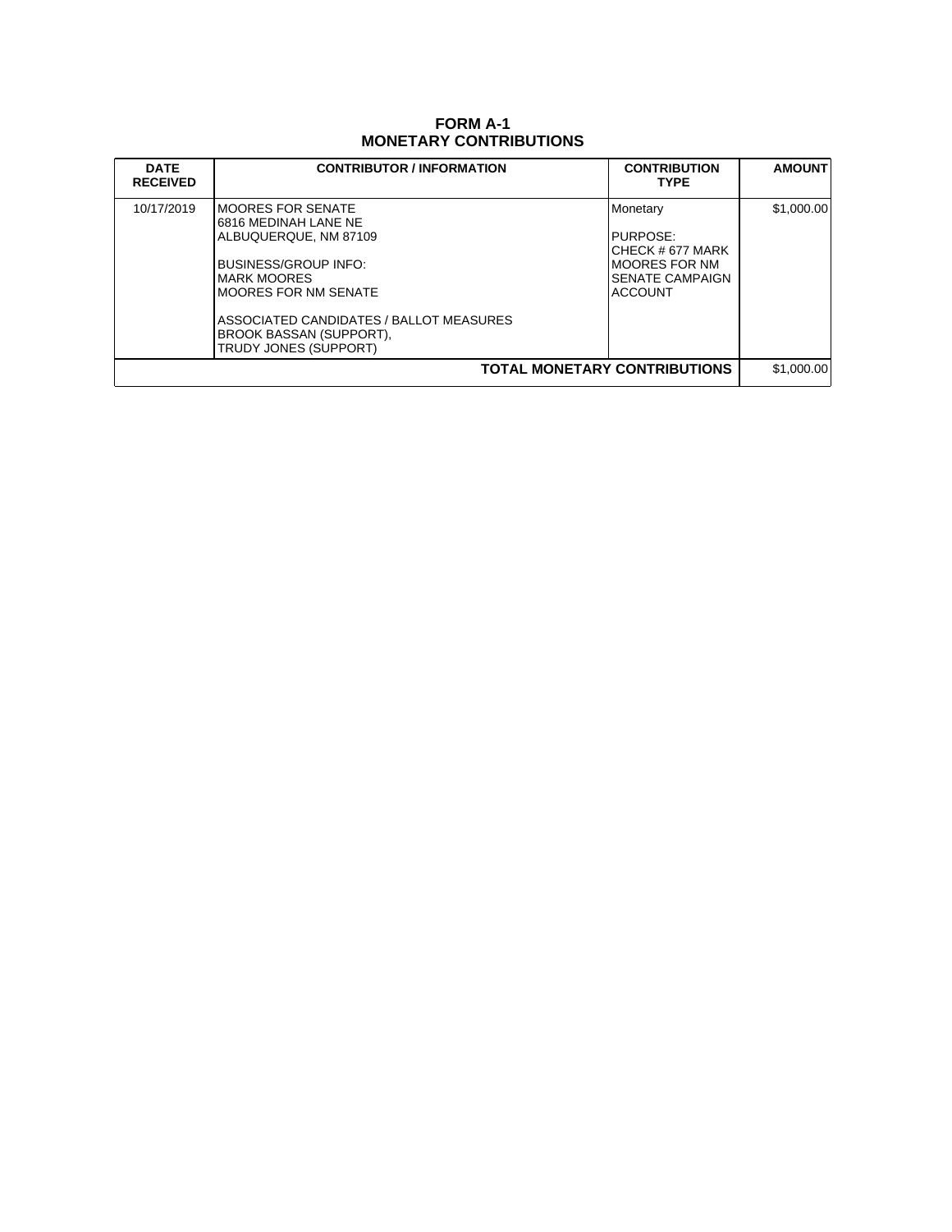# FORM A-1
## MONETARY CONTRIBUTIONS

| DATE RECEIVED | CONTRIBUTOR / INFORMATION | CONTRIBUTION TYPE | AMOUNT |
|---|---|---|---|
| 10/17/2019 | MOORES FOR SENATE<br>6816 MEDINAH LANE NE<br>ALBUQUERQUE, NM 87109<br><br>BUSINESS/GROUP INFO:<br>MARK MOORES<br>MOORES FOR NM SENATE<br><br>ASSOCIATED CANDIDATES / BALLOT MEASURES<br>BROOK BASSAN (SUPPORT),<br>TRUDY JONES (SUPPORT) | Monetary<br><br>PURPOSE:<br>CHECK # 677 MARK MOORES FOR NM SENATE CAMPAIGN ACCOUNT | $1,000.00 |
| | | **TOTAL MONETARY CONTRIBUTIONS** | $1,000.00 |